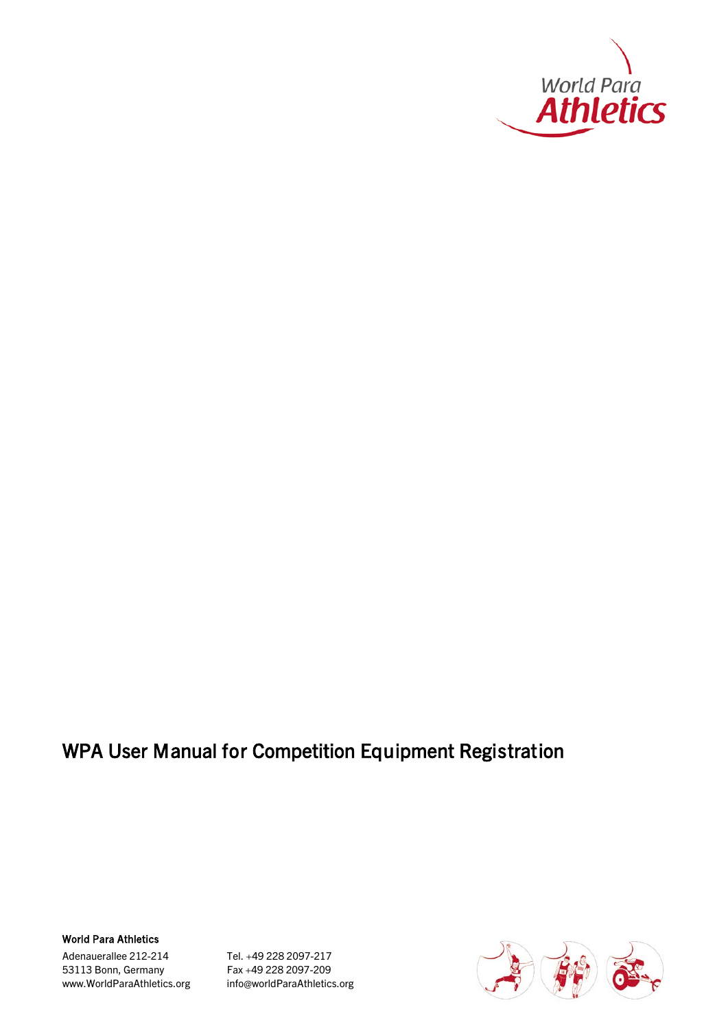# WPA User Manual for Competition Equipment Registration

**World Para Athletics**

Adenauerallee 212-214
53113 Bonn, Germany
www.WorldParaAthletics.org

Tel. +49 228 2097-217
Fax +49 228 2097-209
info@worldParaAthletics.org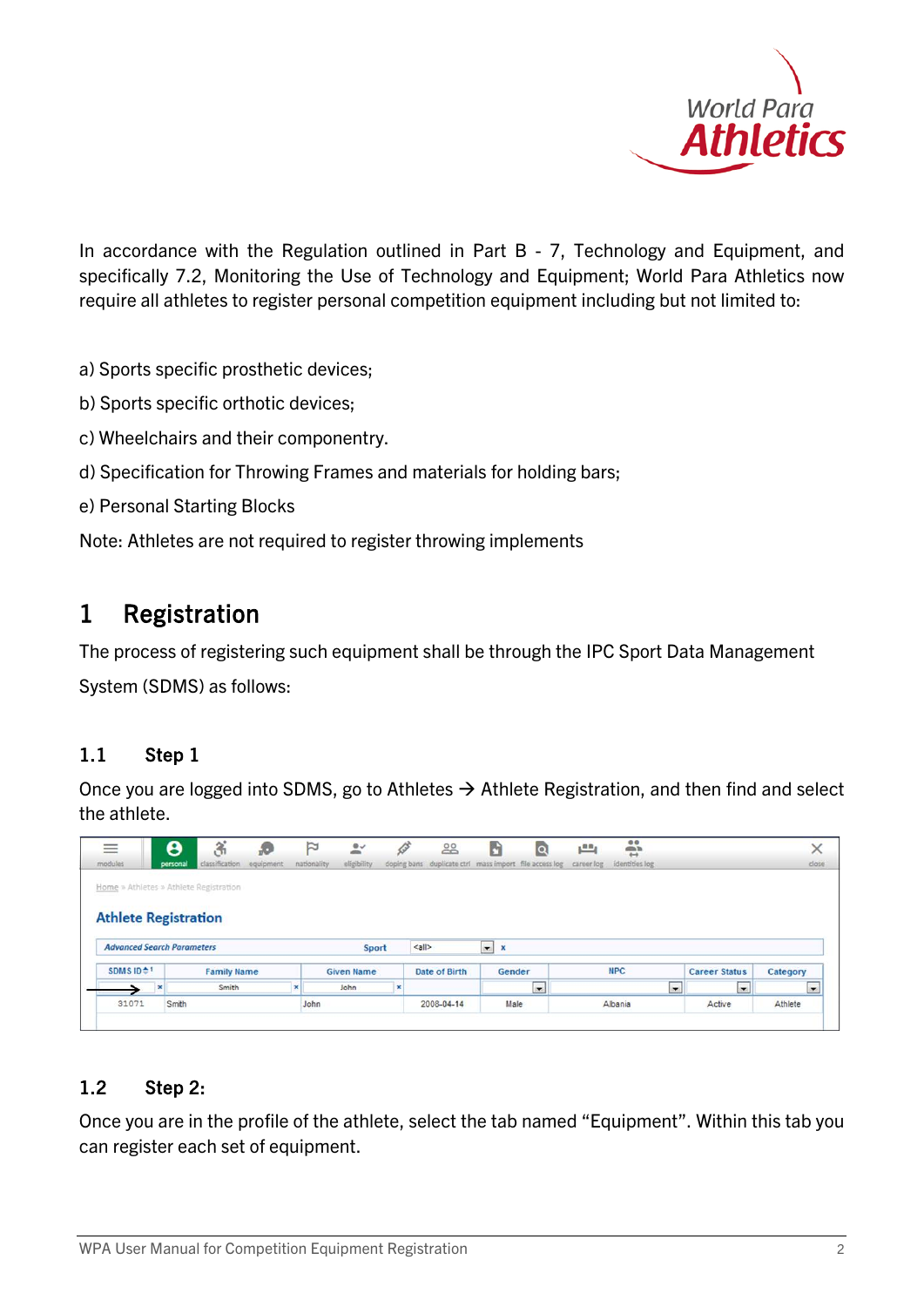In accordance with the Regulation outlined in Part B - 7, Technology and Equipment, and specifically 7.2, Monitoring the Use of Technology and Equipment; World Para Athletics now require all athletes to register personal competition equipment including but not limited to:

a) Sports specific prosthetic devices;

b) Sports specific orthotic devices;

c) Wheelchairs and their componentry.

d) Specification for Throwing Frames and materials for holding bars;

e) Personal Starting Blocks

Note: Athletes are not required to register throwing implements

# 1 Registration

The process of registering such equipment shall be through the IPC Sport Data Management System (SDMS) as follows:

## 1.1 Step 1

Once you are logged into SDMS, go to Athletes → Athlete Registration, and then find and select the athlete.

## 1.2 Step 2:

Once you are in the profile of the athlete, select the tab named "Equipment". Within this tab you can register each set of equipment.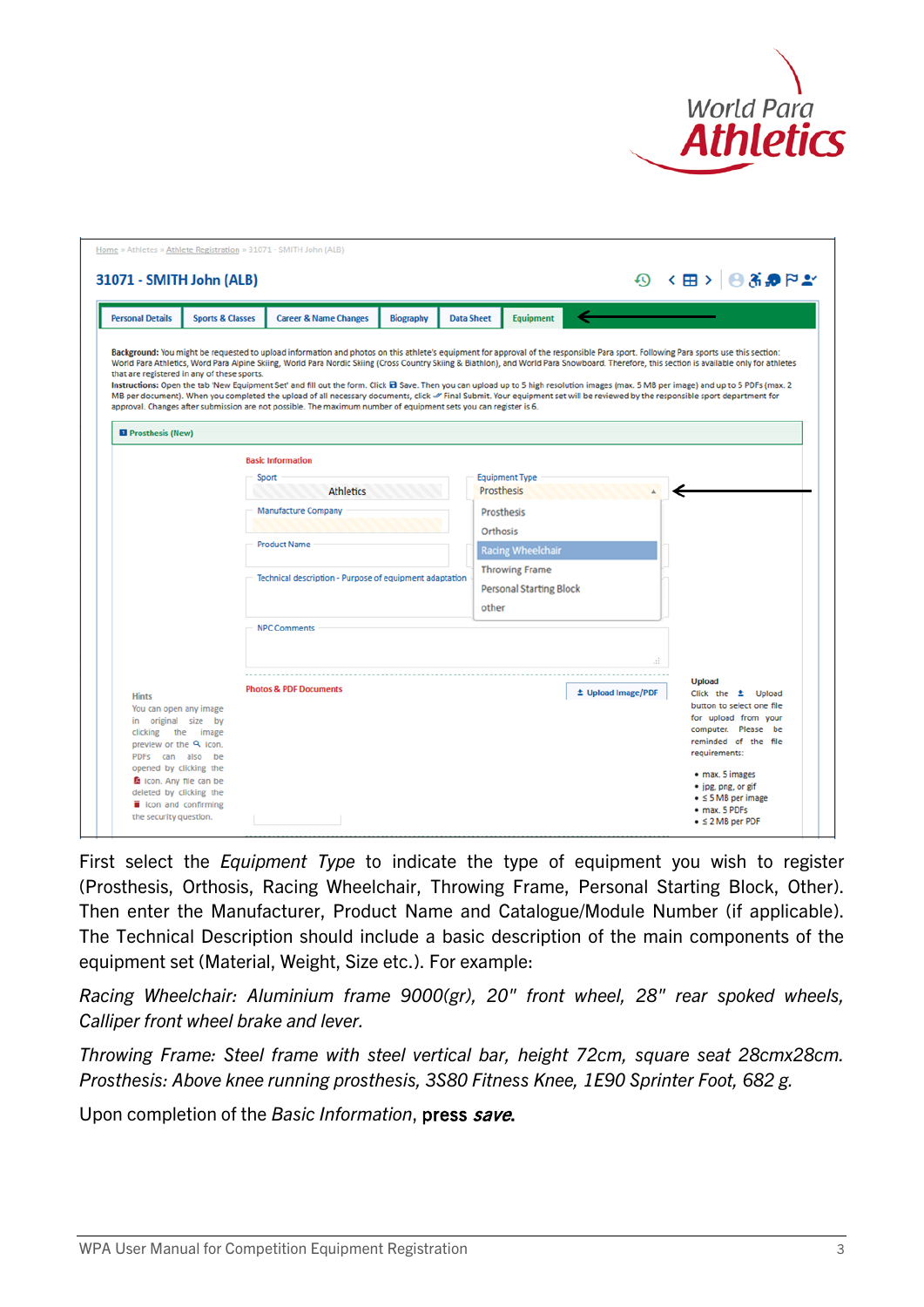First select the *Equipment Type* to indicate the type of equipment you wish to register (Prosthesis, Orthosis, Racing Wheelchair, Throwing Frame, Personal Starting Block, Other). Then enter the Manufacturer, Product Name and Catalogue/Module Number (if applicable). The Technical Description should include a basic description of the main components of the equipment set (Material, Weight, Size etc.). For example:

*Racing Wheelchair: Aluminium frame 9000(gr), 20" front wheel, 28" rear spoked wheels, Calliper front wheel brake and lever.*

*Throwing Frame: Steel frame with steel vertical bar, height 72cm, square seat 28cmx28cm.*
*Prosthesis: Above knee running prosthesis, 3S80 Fitness Knee, 1E90 Sprinter Foot, 682 g.*

Upon completion of the *Basic Information*, **press *save*.**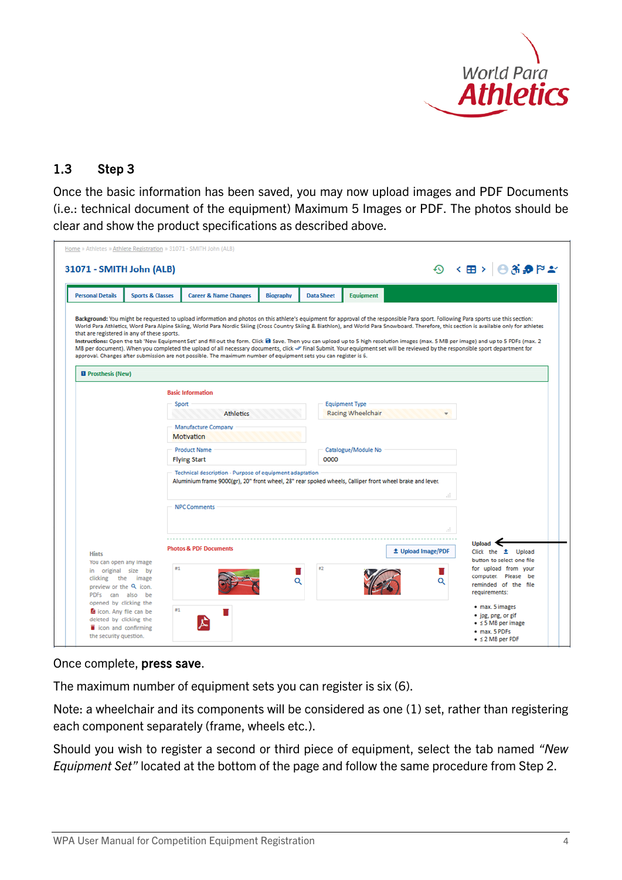## 1.3 Step 3

Once the basic information has been saved, you may now upload images and PDF Documents (i.e.: technical document of the equipment) Maximum 5 Images or PDF. The photos should be clear and show the product specifications as described above.

Once complete, **press save**.

The maximum number of equipment sets you can register is six (6).

Note: a wheelchair and its components will be considered as one (1) set, rather than registering each component separately (frame, wheels etc.).

Should you wish to register a second or third piece of equipment, select the tab named *"New Equipment Set"* located at the bottom of the page and follow the same procedure from Step 2.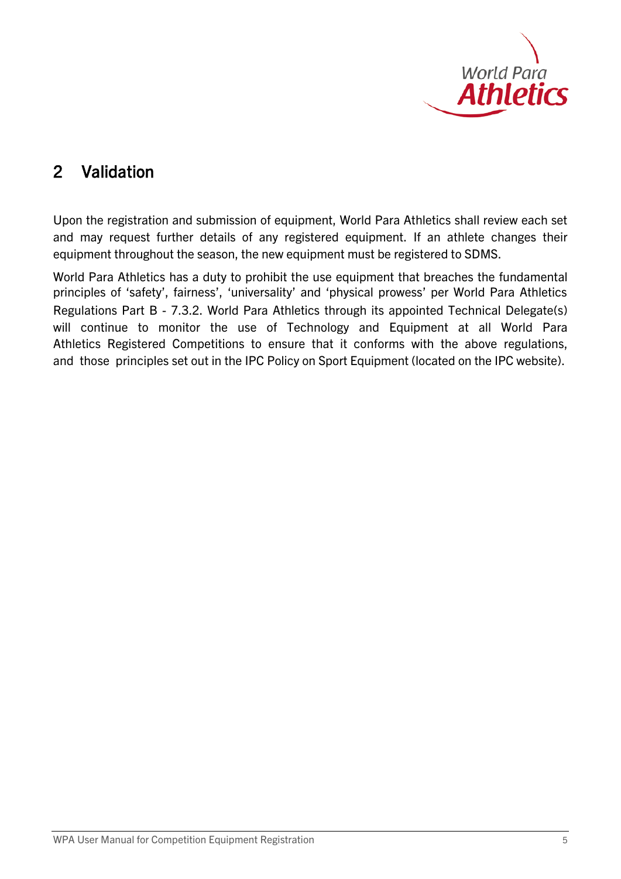## 2 Validation

Upon the registration and submission of equipment, World Para Athletics shall review each set and may request further details of any registered equipment. If an athlete changes their equipment throughout the season, the new equipment must be registered to SDMS.

World Para Athletics has a duty to prohibit the use equipment that breaches the fundamental principles of 'safety', fairness', 'universality' and 'physical prowess' per World Para Athletics Regulations Part B - 7.3.2. World Para Athletics through its appointed Technical Delegate(s) will continue to monitor the use of Technology and Equipment at all World Para Athletics Registered Competitions to ensure that it conforms with the above regulations, and those principles set out in the IPC Policy on Sport Equipment (located on the IPC website).